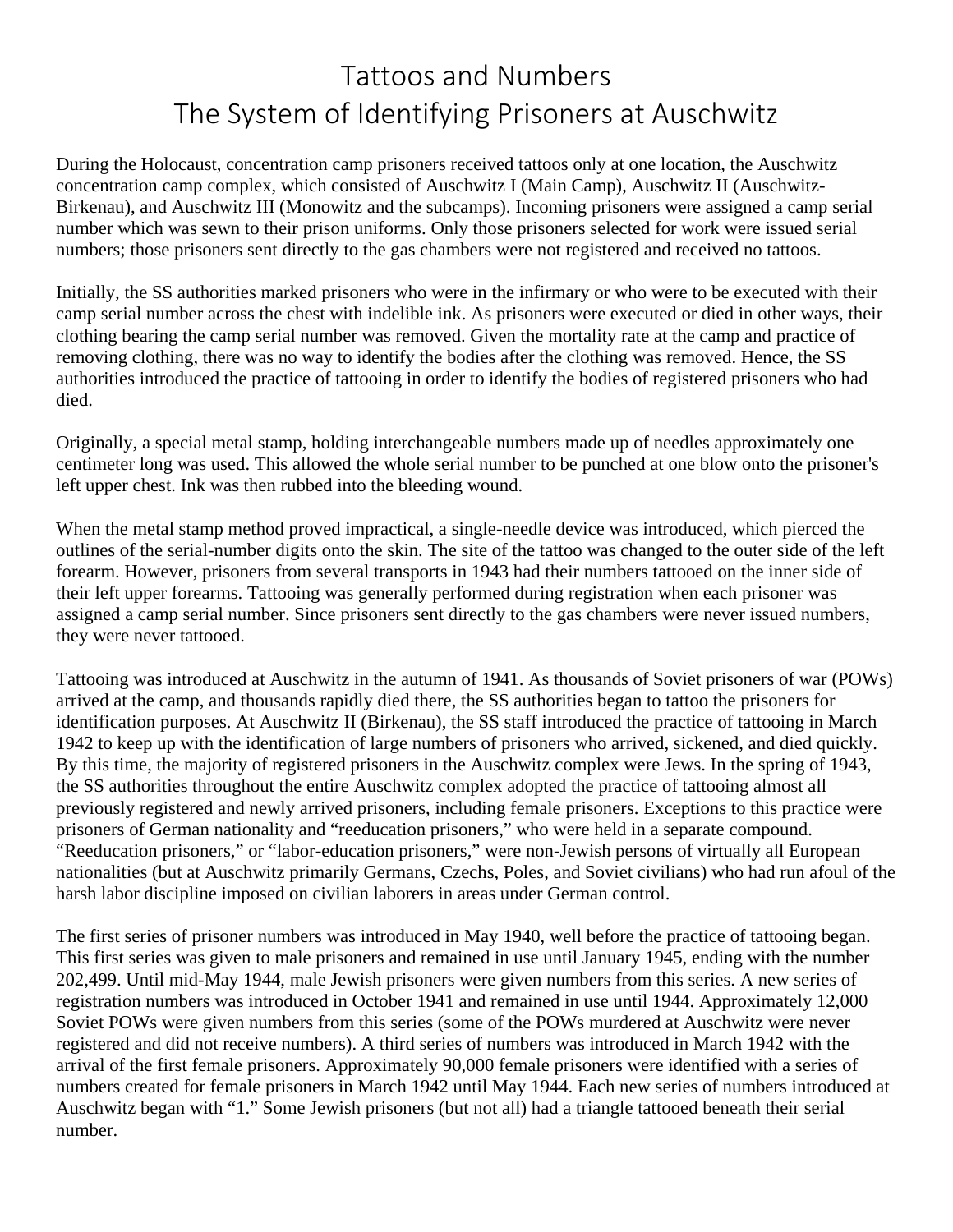# Tattoos and Numbers
# The System of Identifying Prisoners at Auschwitz

During the Holocaust, concentration camp prisoners received tattoos only at one location, the Auschwitz concentration camp complex, which consisted of Auschwitz I (Main Camp), Auschwitz II (Auschwitz-Birkenau), and Auschwitz III (Monowitz and the subcamps). Incoming prisoners were assigned a camp serial number which was sewn to their prison uniforms. Only those prisoners selected for work were issued serial numbers; those prisoners sent directly to the gas chambers were not registered and received no tattoos.

Initially, the SS authorities marked prisoners who were in the infirmary or who were to be executed with their camp serial number across the chest with indelible ink. As prisoners were executed or died in other ways, their clothing bearing the camp serial number was removed. Given the mortality rate at the camp and practice of removing clothing, there was no way to identify the bodies after the clothing was removed. Hence, the SS authorities introduced the practice of tattooing in order to identify the bodies of registered prisoners who had died.

Originally, a special metal stamp, holding interchangeable numbers made up of needles approximately one centimeter long was used. This allowed the whole serial number to be punched at one blow onto the prisoner's left upper chest. Ink was then rubbed into the bleeding wound.

When the metal stamp method proved impractical, a single-needle device was introduced, which pierced the outlines of the serial-number digits onto the skin. The site of the tattoo was changed to the outer side of the left forearm. However, prisoners from several transports in 1943 had their numbers tattooed on the inner side of their left upper forearms. Tattooing was generally performed during registration when each prisoner was assigned a camp serial number. Since prisoners sent directly to the gas chambers were never issued numbers, they were never tattooed.

Tattooing was introduced at Auschwitz in the autumn of 1941. As thousands of Soviet prisoners of war (POWs) arrived at the camp, and thousands rapidly died there, the SS authorities began to tattoo the prisoners for identification purposes. At Auschwitz II (Birkenau), the SS staff introduced the practice of tattooing in March 1942 to keep up with the identification of large numbers of prisoners who arrived, sickened, and died quickly. By this time, the majority of registered prisoners in the Auschwitz complex were Jews. In the spring of 1943, the SS authorities throughout the entire Auschwitz complex adopted the practice of tattooing almost all previously registered and newly arrived prisoners, including female prisoners. Exceptions to this practice were prisoners of German nationality and "reeducation prisoners," who were held in a separate compound. "Reeducation prisoners," or "labor-education prisoners," were non-Jewish persons of virtually all European nationalities (but at Auschwitz primarily Germans, Czechs, Poles, and Soviet civilians) who had run afoul of the harsh labor discipline imposed on civilian laborers in areas under German control.

The first series of prisoner numbers was introduced in May 1940, well before the practice of tattooing began. This first series was given to male prisoners and remained in use until January 1945, ending with the number 202,499. Until mid-May 1944, male Jewish prisoners were given numbers from this series. A new series of registration numbers was introduced in October 1941 and remained in use until 1944. Approximately 12,000 Soviet POWs were given numbers from this series (some of the POWs murdered at Auschwitz were never registered and did not receive numbers). A third series of numbers was introduced in March 1942 with the arrival of the first female prisoners. Approximately 90,000 female prisoners were identified with a series of numbers created for female prisoners in March 1942 until May 1944. Each new series of numbers introduced at Auschwitz began with "1." Some Jewish prisoners (but not all) had a triangle tattooed beneath their serial number.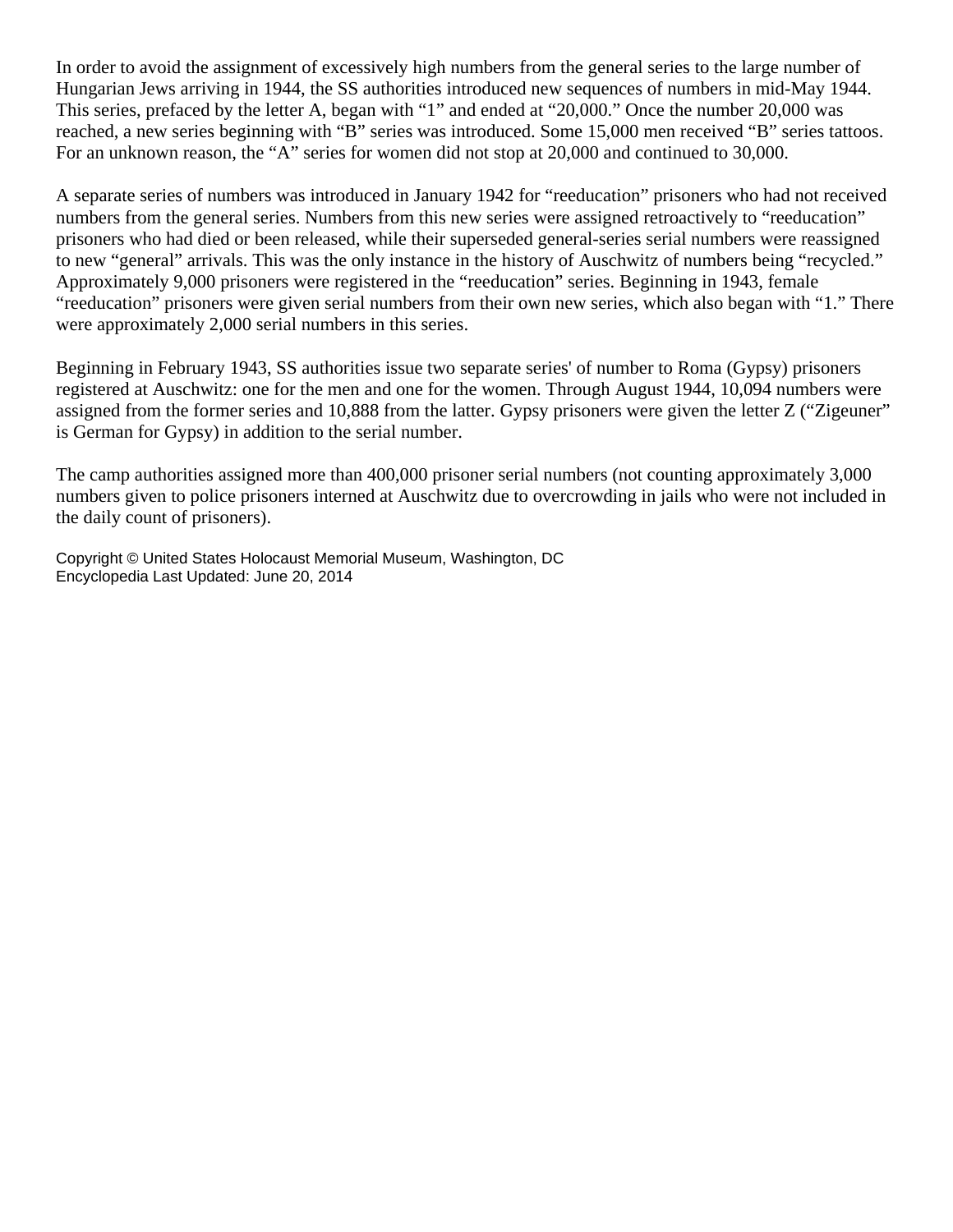In order to avoid the assignment of excessively high numbers from the general series to the large number of Hungarian Jews arriving in 1944, the SS authorities introduced new sequences of numbers in mid-May 1944. This series, prefaced by the letter A, began with “1” and ended at “20,000.” Once the number 20,000 was reached, a new series beginning with “B” series was introduced. Some 15,000 men received “B” series tattoos. For an unknown reason, the “A” series for women did not stop at 20,000 and continued to 30,000.

A separate series of numbers was introduced in January 1942 for “reeducation” prisoners who had not received numbers from the general series. Numbers from this new series were assigned retroactively to “reeducation” prisoners who had died or been released, while their superseded general-series serial numbers were reassigned to new “general” arrivals. This was the only instance in the history of Auschwitz of numbers being “recycled.” Approximately 9,000 prisoners were registered in the “reeducation” series. Beginning in 1943, female “reeducation” prisoners were given serial numbers from their own new series, which also began with “1.” There were approximately 2,000 serial numbers in this series.

Beginning in February 1943, SS authorities issue two separate series' of number to Roma (Gypsy) prisoners registered at Auschwitz: one for the men and one for the women. Through August 1944, 10,094 numbers were assigned from the former series and 10,888 from the latter. Gypsy prisoners were given the letter Z (“Zigeuner” is German for Gypsy) in addition to the serial number.

The camp authorities assigned more than 400,000 prisoner serial numbers (not counting approximately 3,000 numbers given to police prisoners interned at Auschwitz due to overcrowding in jails who were not included in the daily count of prisoners).

Copyright © United States Holocaust Memorial Museum, Washington, DC
Encyclopedia Last Updated: June 20, 2014